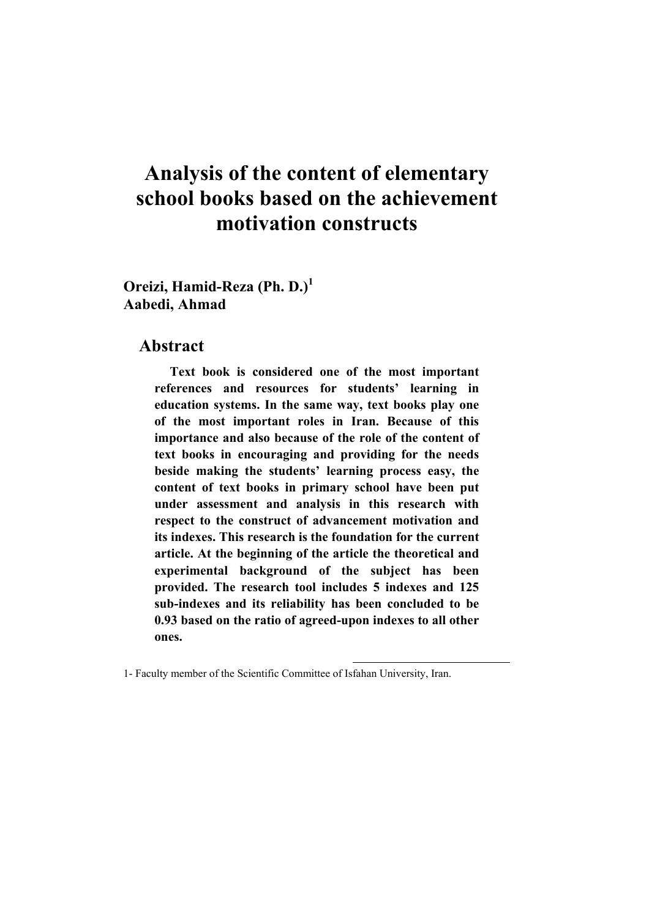# Analysis of the content of elementary school books based on the achievement motivation constructs

**Oreizi, Hamid-Reza (Ph. D.)[1]**
**Aabedi, Ahmad**

## Abstract

**Text book is considered one of the most important references and resources for students' learning in education systems. In the same way, text books play one of the most important roles in Iran. Because of this importance and also because of the role of the content of text books in encouraging and providing for the needs beside making the students' learning process easy, the content of text books in primary school have been put under assessment and analysis in this research with respect to the construct of advancement motivation and its indexes. This research is the foundation for the current article. At the beginning of the article the theoretical and experimental background of the subject has been provided. The research tool includes 5 indexes and 125 sub-indexes and its reliability has been concluded to be 0.93 based on the ratio of agreed-upon indexes to all other ones.**

---

1- Faculty member of the Scientific Committee of Isfahan University, Iran.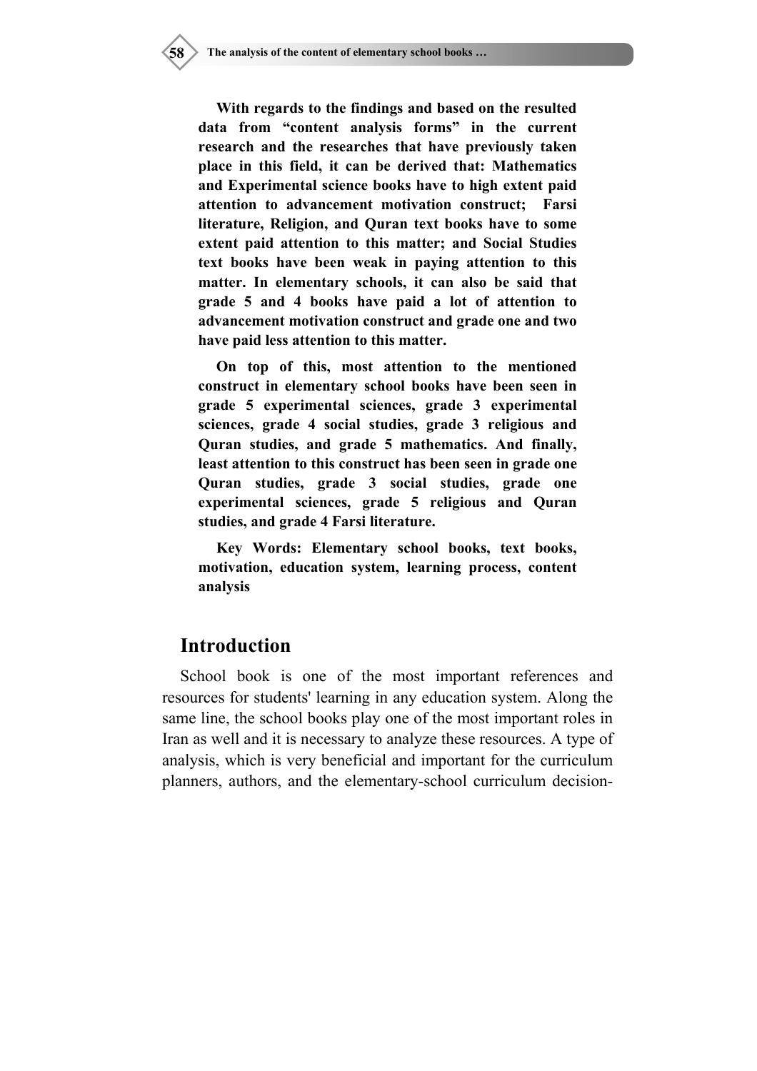**With regards to the findings and based on the resulted data from "content analysis forms" in the current research and the researches that have previously taken place in this field, it can be derived that: Mathematics and Experimental science books have to high extent paid attention to advancement motivation construct; Farsi literature, Religion, and Quran text books have to some extent paid attention to this matter; and Social Studies text books have been weak in paying attention to this matter. In elementary schools, it can also be said that grade 5 and 4 books have paid a lot of attention to advancement motivation construct and grade one and two have paid less attention to this matter.**

**On top of this, most attention to the mentioned construct in elementary school books have been seen in grade 5 experimental sciences, grade 3 experimental sciences, grade 4 social studies, grade 3 religious and Quran studies, and grade 5 mathematics. And finally, least attention to this construct has been seen in grade one Quran studies, grade 3 social studies, grade one experimental sciences, grade 5 religious and Quran studies, and grade 4 Farsi literature.**

**Key Words: Elementary school books, text books, motivation, education system, learning process, content analysis**

## Introduction

School book is one of the most important references and resources for students' learning in any education system. Along the same line, the school books play one of the most important roles in Iran as well and it is necessary to analyze these resources. A type of analysis, which is very beneficial and important for the curriculum planners, authors, and the elementary-school curriculum decision-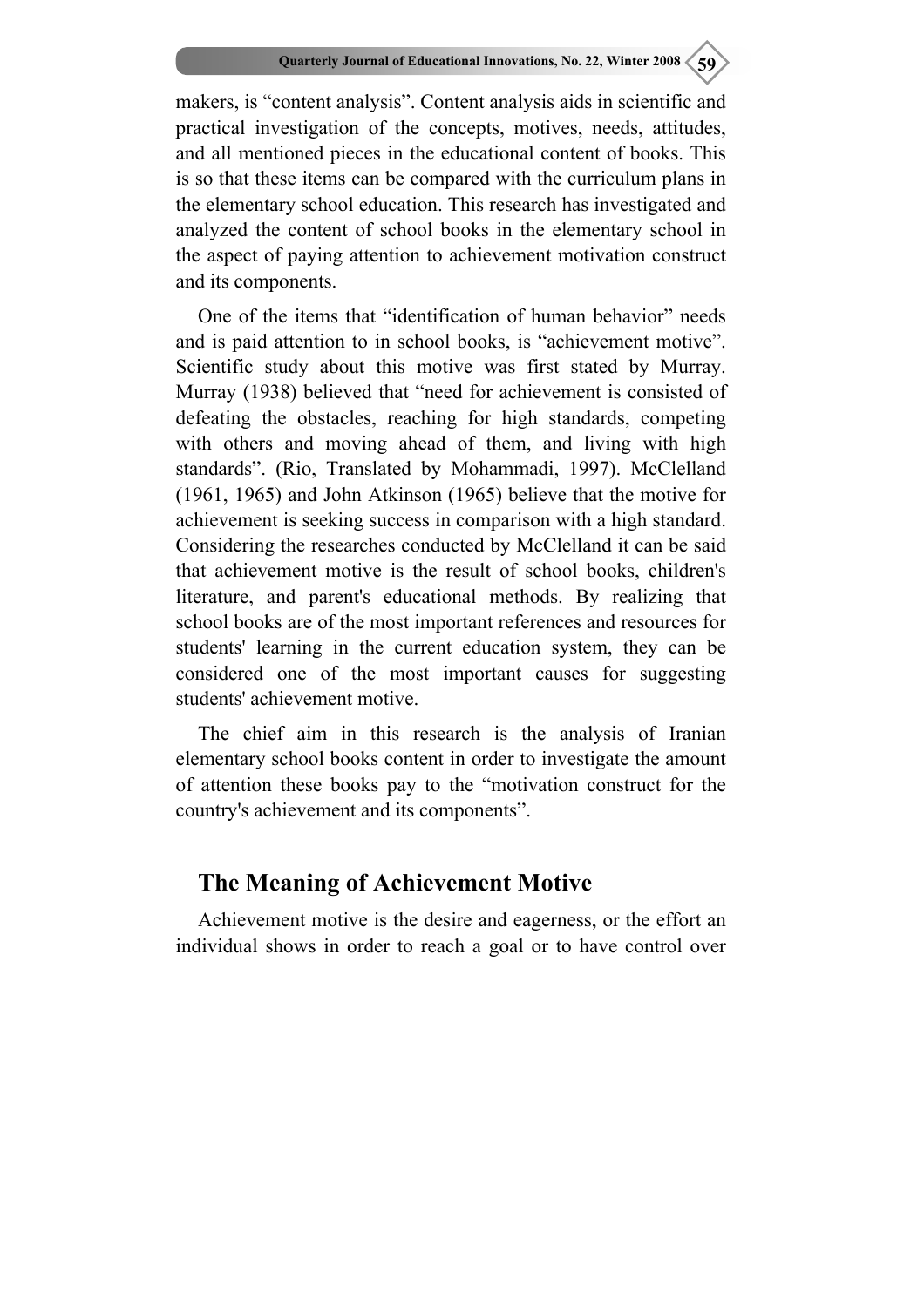makers, is “content analysis”. Content analysis aids in scientific and practical investigation of the concepts, motives, needs, attitudes, and all mentioned pieces in the educational content of books. This is so that these items can be compared with the curriculum plans in the elementary school education. This research has investigated and analyzed the content of school books in the elementary school in the aspect of paying attention to achievement motivation construct and its components.

One of the items that “identification of human behavior” needs and is paid attention to in school books, is “achievement motive”. Scientific study about this motive was first stated by Murray. Murray (1938) believed that “need for achievement is consisted of defeating the obstacles, reaching for high standards, competing with others and moving ahead of them, and living with high standards”. (Rio, Translated by Mohammadi, 1997). McClelland (1961, 1965) and John Atkinson (1965) believe that the motive for achievement is seeking success in comparison with a high standard. Considering the researches conducted by McClelland it can be said that achievement motive is the result of school books, children's literature, and parent's educational methods. By realizing that school books are of the most important references and resources for students' learning in the current education system, they can be considered one of the most important causes for suggesting students' achievement motive.

The chief aim in this research is the analysis of Iranian elementary school books content in order to investigate the amount of attention these books pay to the “motivation construct for the country's achievement and its components”.

## The Meaning of Achievement Motive

Achievement motive is the desire and eagerness, or the effort an individual shows in order to reach a goal or to have control over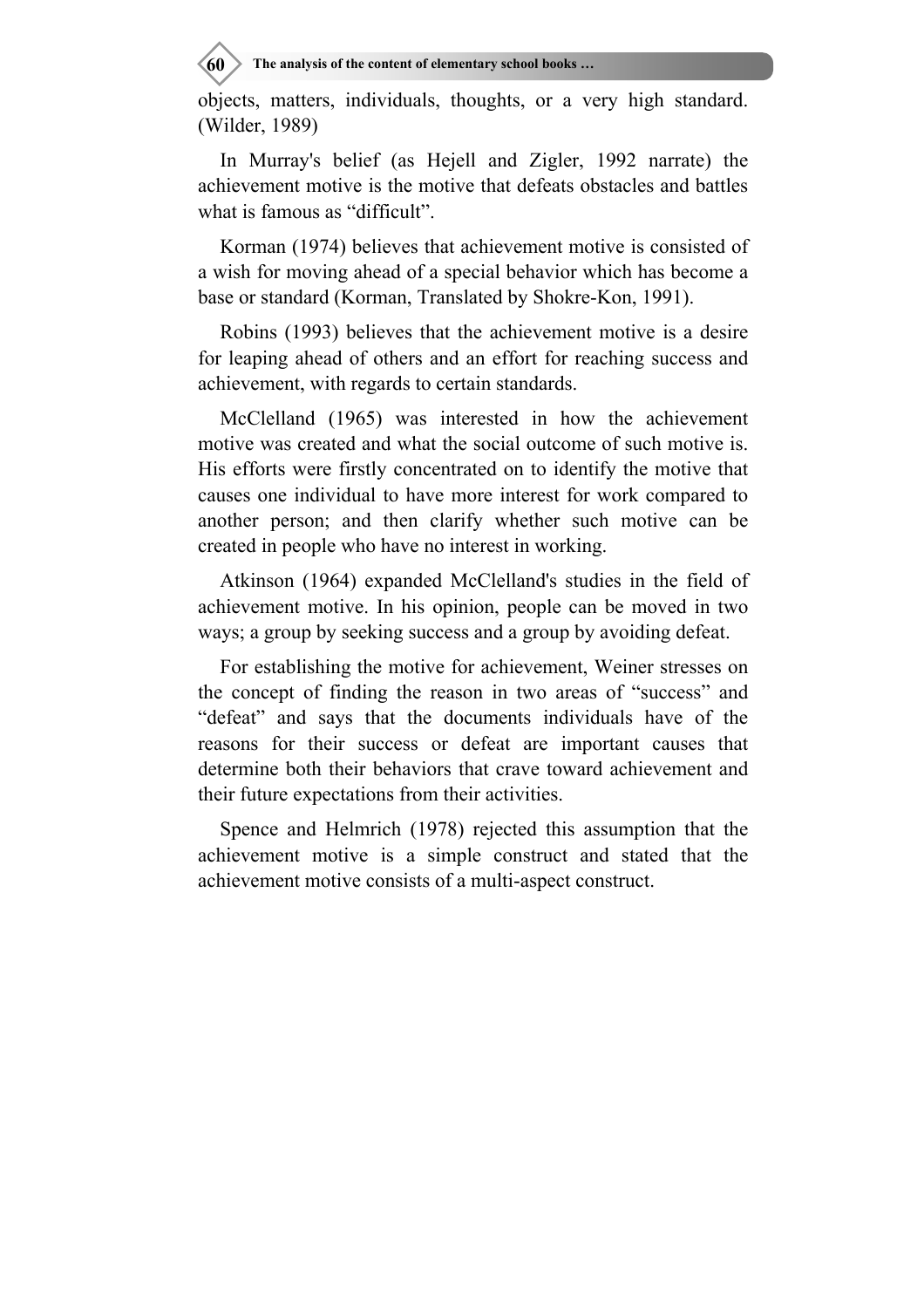objects, matters, individuals, thoughts, or a very high standard. (Wilder, 1989)

In Murray's belief (as Hejell and Zigler, 1992 narrate) the achievement motive is the motive that defeats obstacles and battles what is famous as “difficult”.

Korman (1974) believes that achievement motive is consisted of a wish for moving ahead of a special behavior which has become a base or standard (Korman, Translated by Shokre-Kon, 1991).

Robins (1993) believes that the achievement motive is a desire for leaping ahead of others and an effort for reaching success and achievement, with regards to certain standards.

McClelland (1965) was interested in how the achievement motive was created and what the social outcome of such motive is. His efforts were firstly concentrated on to identify the motive that causes one individual to have more interest for work compared to another person; and then clarify whether such motive can be created in people who have no interest in working.

Atkinson (1964) expanded McClelland's studies in the field of achievement motive. In his opinion, people can be moved in two ways; a group by seeking success and a group by avoiding defeat.

For establishing the motive for achievement, Weiner stresses on the concept of finding the reason in two areas of “success” and “defeat” and says that the documents individuals have of the reasons for their success or defeat are important causes that determine both their behaviors that crave toward achievement and their future expectations from their activities.

Spence and Helmrich (1978) rejected this assumption that the achievement motive is a simple construct and stated that the achievement motive consists of a multi-aspect construct.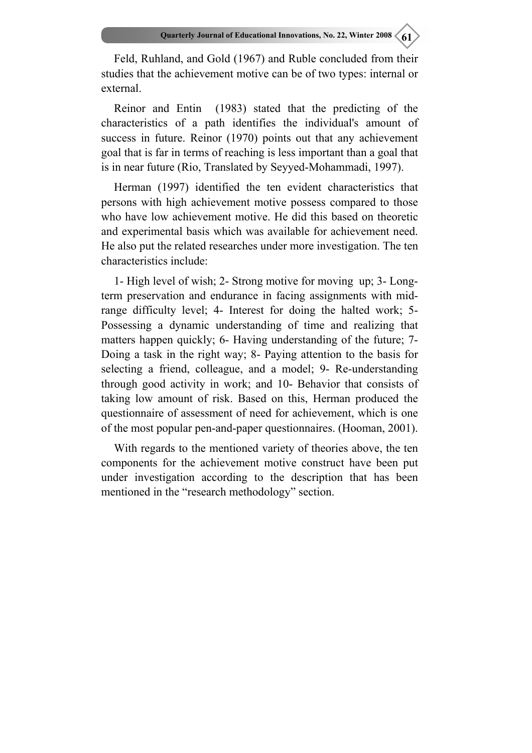Feld, Ruhland, and Gold (1967) and Ruble concluded from their studies that the achievement motive can be of two types: internal or external.

Reinor and Entin (1983) stated that the predicting of the characteristics of a path identifies the individual's amount of success in future. Reinor (1970) points out that any achievement goal that is far in terms of reaching is less important than a goal that is in near future (Rio, Translated by Seyyed-Mohammadi, 1997).

Herman (1997) identified the ten evident characteristics that persons with high achievement motive possess compared to those who have low achievement motive. He did this based on theoretic and experimental basis which was available for achievement need. He also put the related researches under more investigation. The ten characteristics include:

1- High level of wish; 2- Strong motive for moving up; 3- Long-term preservation and endurance in facing assignments with mid-range difficulty level; 4- Interest for doing the halted work; 5- Possessing a dynamic understanding of time and realizing that matters happen quickly; 6- Having understanding of the future; 7- Doing a task in the right way; 8- Paying attention to the basis for selecting a friend, colleague, and a model; 9- Re-understanding through good activity in work; and 10- Behavior that consists of taking low amount of risk. Based on this, Herman produced the questionnaire of assessment of need for achievement, which is one of the most popular pen-and-paper questionnaires. (Hooman, 2001).

With regards to the mentioned variety of theories above, the ten components for the achievement motive construct have been put under investigation according to the description that has been mentioned in the “research methodology” section.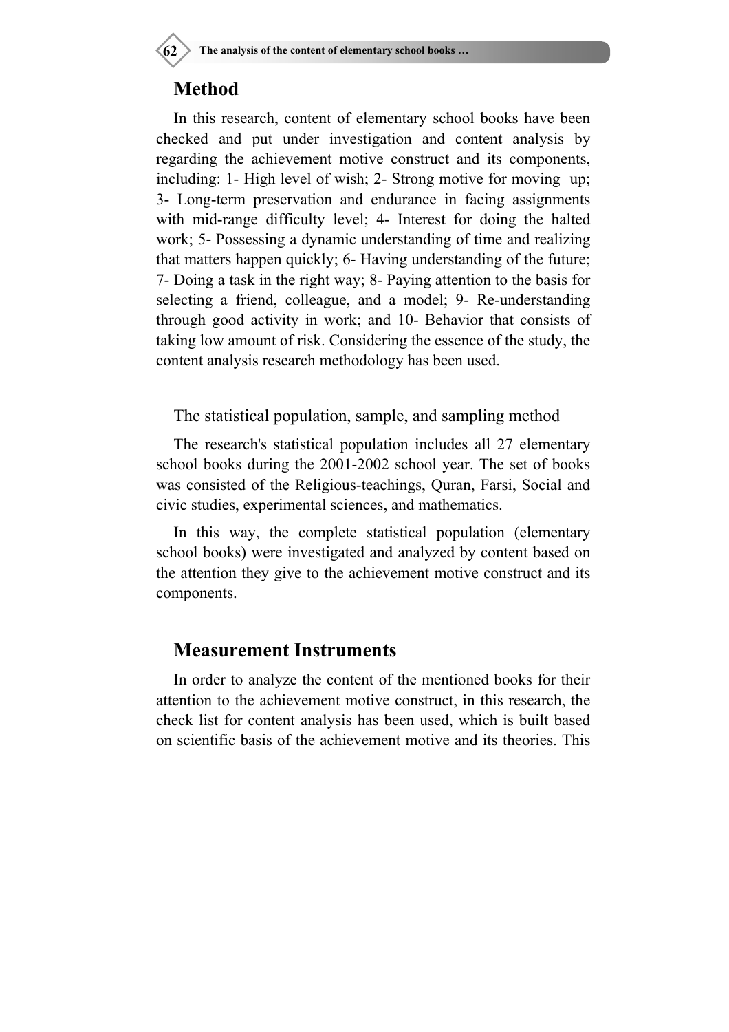## Method

In this research, content of elementary school books have been checked and put under investigation and content analysis by regarding the achievement motive construct and its components, including: 1- High level of wish; 2- Strong motive for moving up; 3- Long-term preservation and endurance in facing assignments with mid-range difficulty level; 4- Interest for doing the halted work; 5- Possessing a dynamic understanding of time and realizing that matters happen quickly; 6- Having understanding of the future; 7- Doing a task in the right way; 8- Paying attention to the basis for selecting a friend, colleague, and a model; 9- Re-understanding through good activity in work; and 10- Behavior that consists of taking low amount of risk. Considering the essence of the study, the content analysis research methodology has been used.

The statistical population, sample, and sampling method

The research's statistical population includes all 27 elementary school books during the 2001-2002 school year. The set of books was consisted of the Religious-teachings, Quran, Farsi, Social and civic studies, experimental sciences, and mathematics.

In this way, the complete statistical population (elementary school books) were investigated and analyzed by content based on the attention they give to the achievement motive construct and its components.

## Measurement Instruments

In order to analyze the content of the mentioned books for their attention to the achievement motive construct, in this research, the check list for content analysis has been used, which is built based on scientific basis of the achievement motive and its theories. This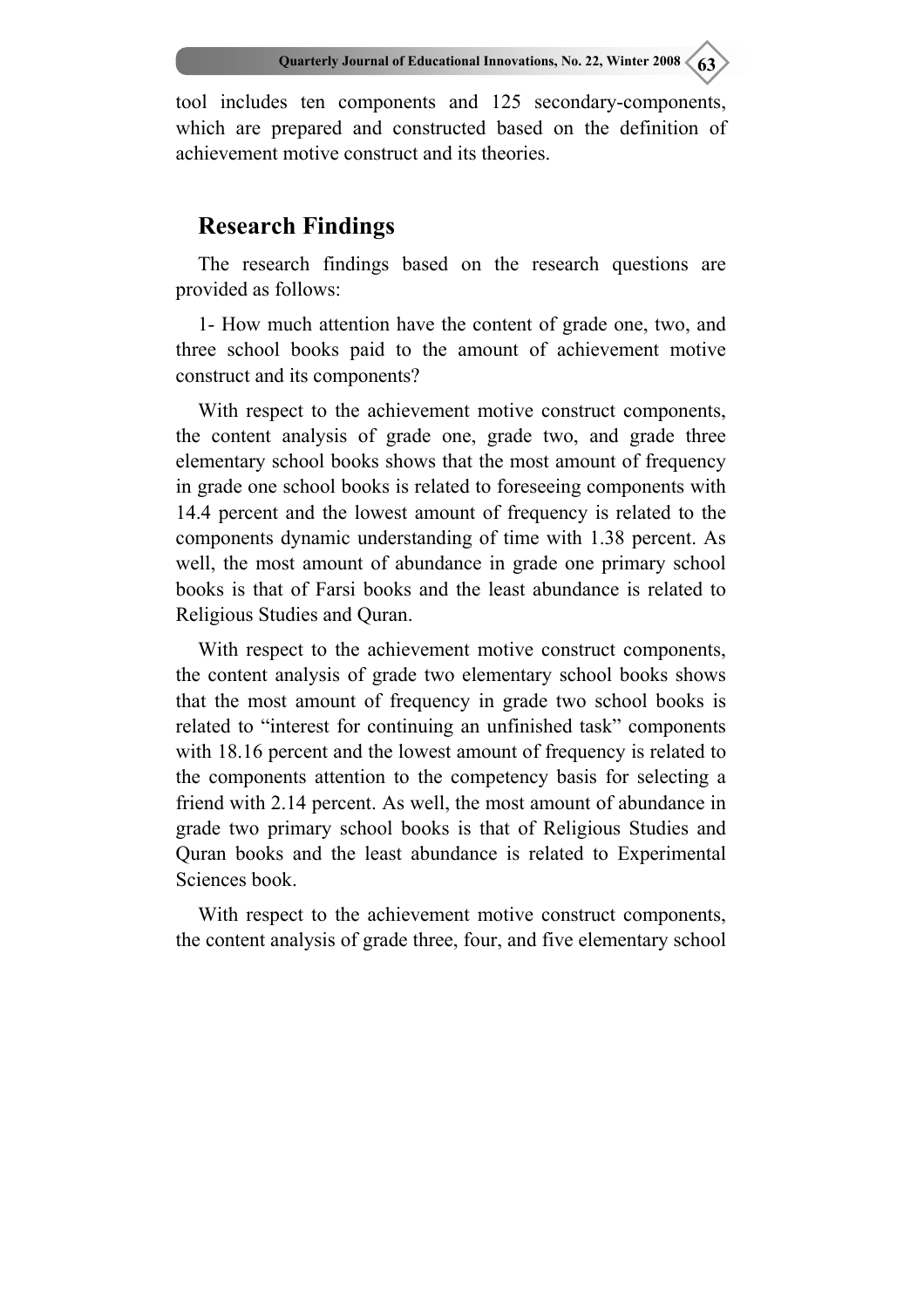tool includes ten components and 125 secondary-components, which are prepared and constructed based on the definition of achievement motive construct and its theories.

## Research Findings

The research findings based on the research questions are provided as follows:

1- How much attention have the content of grade one, two, and three school books paid to the amount of achievement motive construct and its components?

With respect to the achievement motive construct components, the content analysis of grade one, grade two, and grade three elementary school books shows that the most amount of frequency in grade one school books is related to foreseeing components with 14.4 percent and the lowest amount of frequency is related to the components dynamic understanding of time with 1.38 percent. As well, the most amount of abundance in grade one primary school books is that of Farsi books and the least abundance is related to Religious Studies and Quran.

With respect to the achievement motive construct components, the content analysis of grade two elementary school books shows that the most amount of frequency in grade two school books is related to "interest for continuing an unfinished task" components with 18.16 percent and the lowest amount of frequency is related to the components attention to the competency basis for selecting a friend with 2.14 percent. As well, the most amount of abundance in grade two primary school books is that of Religious Studies and Quran books and the least abundance is related to Experimental Sciences book.

With respect to the achievement motive construct components, the content analysis of grade three, four, and five elementary school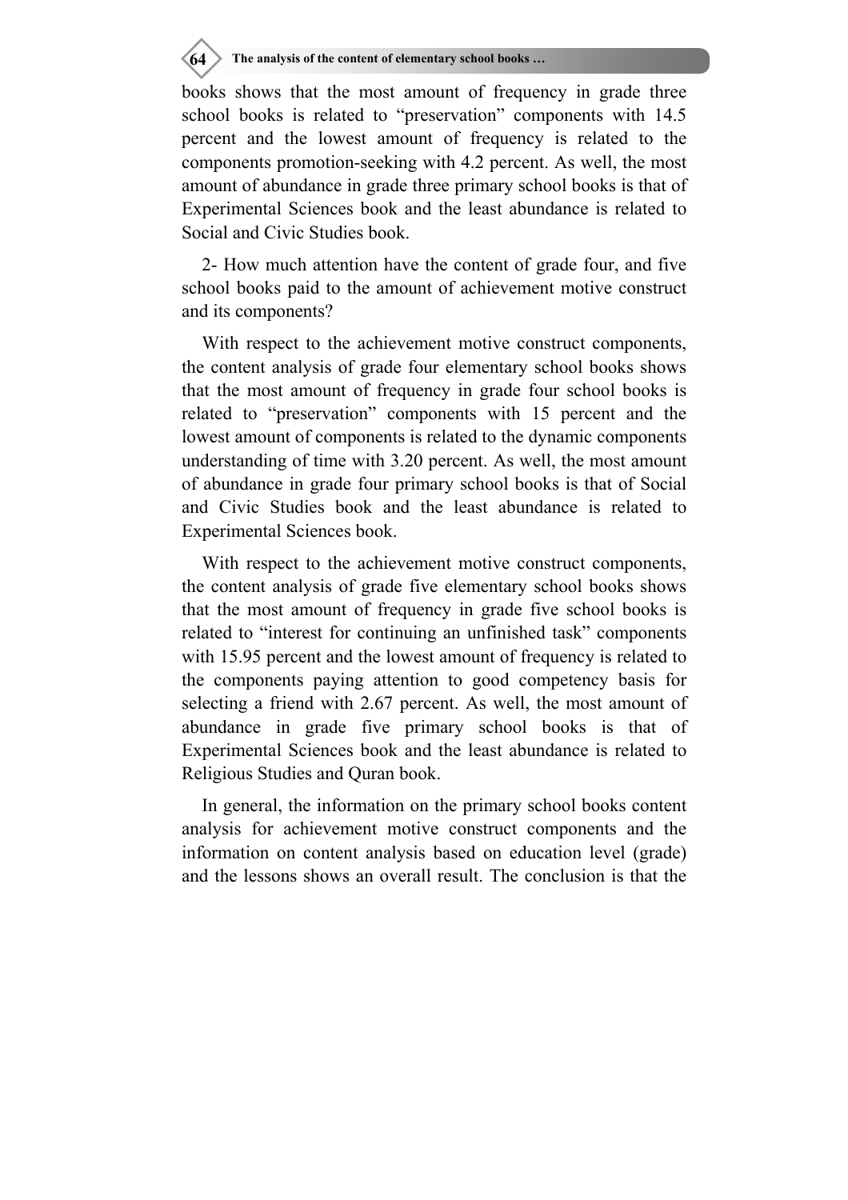books shows that the most amount of frequency in grade three school books is related to “preservation” components with 14.5 percent and the lowest amount of frequency is related to the components promotion-seeking with 4.2 percent. As well, the most amount of abundance in grade three primary school books is that of Experimental Sciences book and the least abundance is related to Social and Civic Studies book.

2- How much attention have the content of grade four, and five school books paid to the amount of achievement motive construct and its components?

With respect to the achievement motive construct components, the content analysis of grade four elementary school books shows that the most amount of frequency in grade four school books is related to “preservation” components with 15 percent and the lowest amount of components is related to the dynamic components understanding of time with 3.20 percent. As well, the most amount of abundance in grade four primary school books is that of Social and Civic Studies book and the least abundance is related to Experimental Sciences book.

With respect to the achievement motive construct components, the content analysis of grade five elementary school books shows that the most amount of frequency in grade five school books is related to “interest for continuing an unfinished task” components with 15.95 percent and the lowest amount of frequency is related to the components paying attention to good competency basis for selecting a friend with 2.67 percent. As well, the most amount of abundance in grade five primary school books is that of Experimental Sciences book and the least abundance is related to Religious Studies and Quran book.

In general, the information on the primary school books content analysis for achievement motive construct components and the information on content analysis based on education level (grade) and the lessons shows an overall result. The conclusion is that the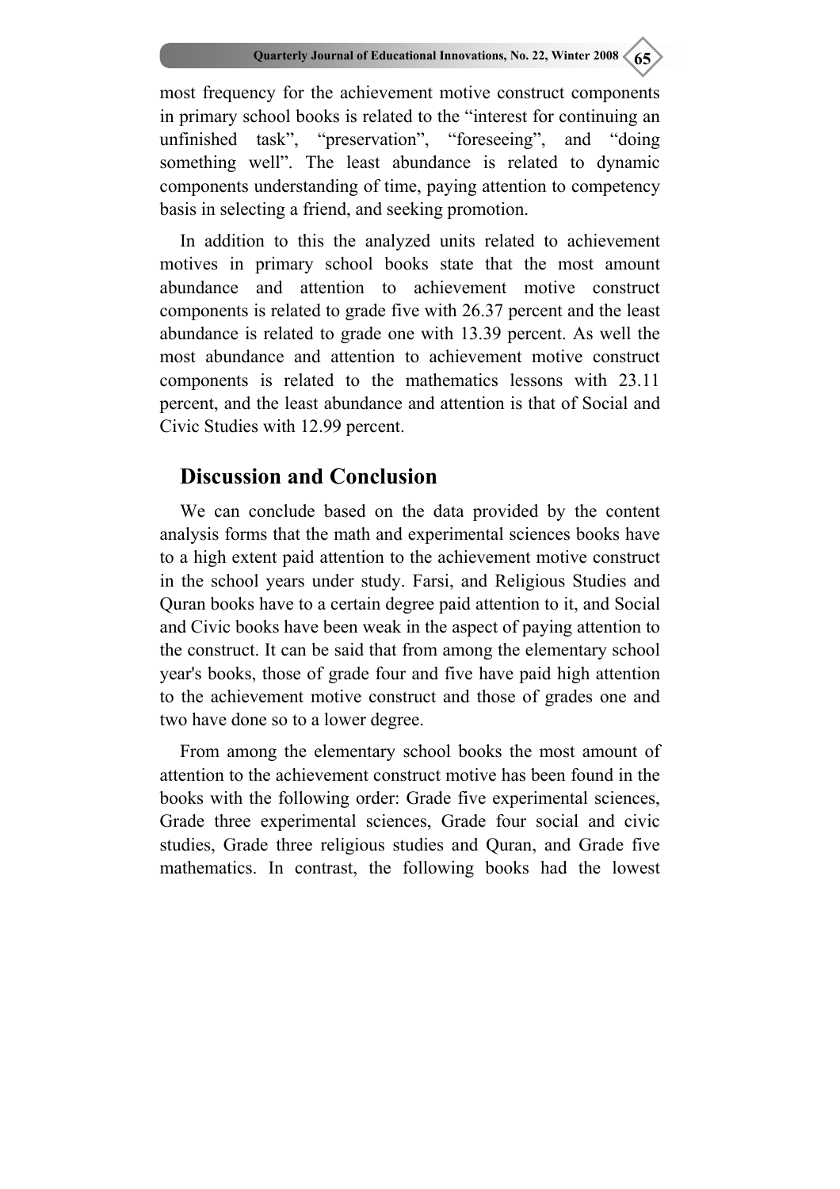most frequency for the achievement motive construct components in primary school books is related to the “interest for continuing an unfinished task”, “preservation”, “foreseeing”, and “doing something well”. The least abundance is related to dynamic components understanding of time, paying attention to competency basis in selecting a friend, and seeking promotion.

In addition to this the analyzed units related to achievement motives in primary school books state that the most amount abundance and attention to achievement motive construct components is related to grade five with 26.37 percent and the least abundance is related to grade one with 13.39 percent. As well the most abundance and attention to achievement motive construct components is related to the mathematics lessons with 23.11 percent, and the least abundance and attention is that of Social and Civic Studies with 12.99 percent.

## Discussion and Conclusion

We can conclude based on the data provided by the content analysis forms that the math and experimental sciences books have to a high extent paid attention to the achievement motive construct in the school years under study. Farsi, and Religious Studies and Quran books have to a certain degree paid attention to it, and Social and Civic books have been weak in the aspect of paying attention to the construct. It can be said that from among the elementary school year's books, those of grade four and five have paid high attention to the achievement motive construct and those of grades one and two have done so to a lower degree.

From among the elementary school books the most amount of attention to the achievement construct motive has been found in the books with the following order: Grade five experimental sciences, Grade three experimental sciences, Grade four social and civic studies, Grade three religious studies and Quran, and Grade five mathematics. In contrast, the following books had the lowest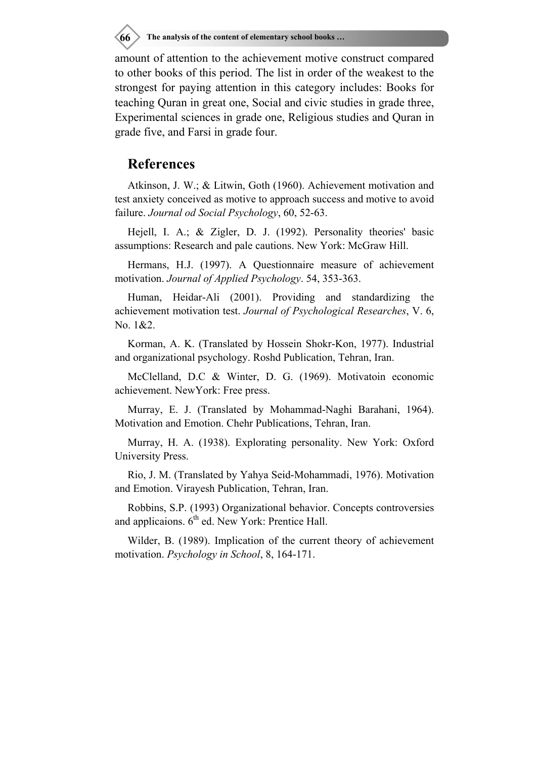amount of attention to the achievement motive construct compared to other books of this period. The list in order of the weakest to the strongest for paying attention in this category includes: Books for teaching Quran in great one, Social and civic studies in grade three, Experimental sciences in grade one, Religious studies and Quran in grade five, and Farsi in grade four.

## References

Atkinson, J. W.; & Litwin, Goth (1960). Achievement motivation and test anxiety conceived as motive to approach success and motive to avoid failure. *Journal od Social Psychology*, 60, 52-63.

Hejell, I. A.; & Zigler, D. J. (1992). Personality theories' basic assumptions: Research and pale cautions. New York: McGraw Hill.

Hermans, H.J. (1997). A Questionnaire measure of achievement motivation. *Journal of Applied Psychology*. 54, 353-363.

Human, Heidar-Ali (2001). Providing and standardizing the achievement motivation test. *Journal of Psychological Researches*, V. 6, No. 1&2.

Korman, A. K. (Translated by Hossein Shokr-Kon, 1977). Industrial and organizational psychology. Roshd Publication, Tehran, Iran.

McClelland, D.C & Winter, D. G. (1969). Motivatoin economic achievement. NewYork: Free press.

Murray, E. J. (Translated by Mohammad-Naghi Barahani, 1964). Motivation and Emotion. Chehr Publications, Tehran, Iran.

Murray, H. A. (1938). Exploring personality. New York: Oxford University Press.

Rio, J. M. (Translated by Yahya Seid-Mohammadi, 1976). Motivation and Emotion. Virayesh Publication, Tehran, Iran.

Robbins, S.P. (1993) Organizational behavior. Concepts controversies and applicaions. 6th ed. New York: Prentice Hall.

Wilder, B. (1989). Implication of the current theory of achievement motivation. *Psychology in School*, 8, 164-171.